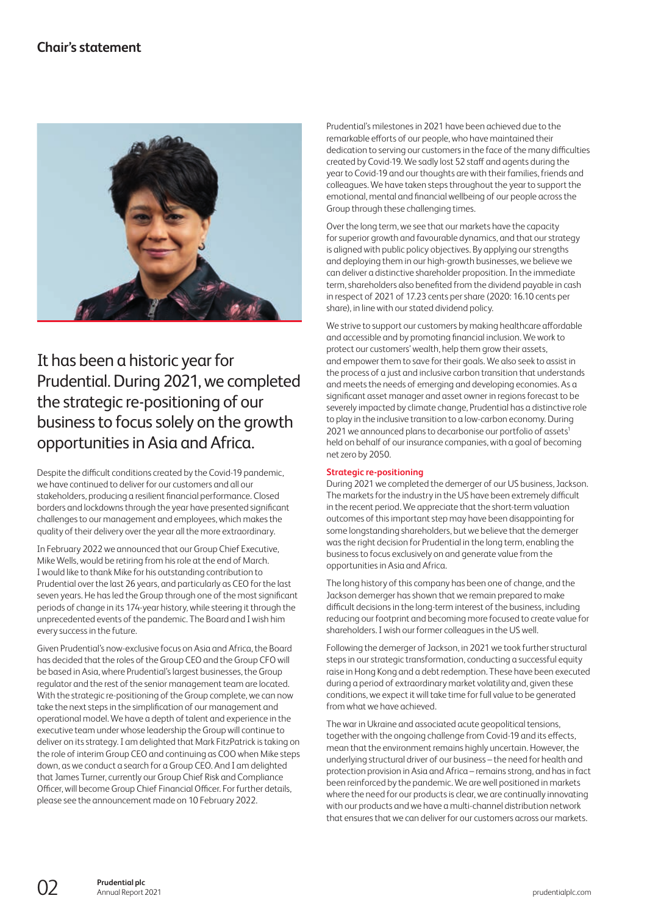# Chair's statement

## It has been a historic year for Prudential. During 2021, we completed the strategic re-positioning of our business to focus solely on the growth opportunities in Asia and Africa.

Despite the difficult conditions created by the Covid-19 pandemic, we have continued to deliver for our customers and all our stakeholders, producing a resilient financial performance. Closed borders and lockdowns through the year have presented significant challenges to our management and employees, which makes the quality of their delivery over the year all the more extraordinary.

In February 2022 we announced that our Group Chief Executive, Mike Wells, would be retiring from his role at the end of March. I would like to thank Mike for his outstanding contribution to Prudential over the last 26 years, and particularly as CEO for the last seven years. He has led the Group through one of the most significant periods of change in its 174-year history, while steering it through the unprecedented events of the pandemic. The Board and I wish him every success in the future.

Given Prudential's now-exclusive focus on Asia and Africa, the Board has decided that the roles of the Group CEO and the Group CFO will be based in Asia, where Prudential's largest businesses, the Group regulator and the rest of the senior management team are located. With the strategic re-positioning of the Group complete, we can now take the next steps in the simplification of our management and operational model. We have a depth of talent and experience in the executive team under whose leadership the Group will continue to deliver on its strategy. I am delighted that Mark FitzPatrick is taking on the role of interim Group CEO and continuing as COO when Mike steps down, as we conduct a search for a Group CEO. And I am delighted that James Turner, currently our Group Chief Risk and Compliance Officer, will become Group Chief Financial Officer. For further details, please see the announcement made on 10 February 2022.

Prudential's milestones in 2021 have been achieved due to the remarkable efforts of our people, who have maintained their dedication to serving our customers in the face of the many difficulties created by Covid-19. We sadly lost 52 staff and agents during the year to Covid-19 and our thoughts are with their families, friends and colleagues. We have taken steps throughout the year to support the emotional, mental and financial wellbeing of our people across the Group through these challenging times.

Over the long term, we see that our markets have the capacity for superior growth and favourable dynamics, and that our strategy is aligned with public policy objectives. By applying our strengths and deploying them in our high-growth businesses, we believe we can deliver a distinctive shareholder proposition. In the immediate term, shareholders also benefited from the dividend payable in cash in respect of 2021 of 17.23 cents per share (2020: 16.10 cents per share), in line with our stated dividend policy.

We strive to support our customers by making healthcare affordable and accessible and by promoting financial inclusion. We work to protect our customers' wealth, help them grow their assets, and empower them to save for their goals. We also seek to assist in the process of a just and inclusive carbon transition that understands and meets the needs of emerging and developing economies. As a significant asset manager and asset owner in regions forecast to be severely impacted by climate change, Prudential has a distinctive role to play in the inclusive transition to a low-carbon economy. During 2021 we announced plans to decarbonise our portfolio of assets[1] held on behalf of our insurance companies, with a goal of becoming net zero by 2050.

### Strategic re-positioning

During 2021 we completed the demerger of our US business, Jackson. The markets for the industry in the US have been extremely difficult in the recent period. We appreciate that the short-term valuation outcomes of this important step may have been disappointing for some longstanding shareholders, but we believe that the demerger was the right decision for Prudential in the long term, enabling the business to focus exclusively on and generate value from the opportunities in Asia and Africa.

The long history of this company has been one of change, and the Jackson demerger has shown that we remain prepared to make difficult decisions in the long-term interest of the business, including reducing our footprint and becoming more focused to create value for shareholders. I wish our former colleagues in the US well.

Following the demerger of Jackson, in 2021 we took further structural steps in our strategic transformation, conducting a successful equity raise in Hong Kong and a debt redemption. These have been executed during a period of extraordinary market volatility and, given these conditions, we expect it will take time for full value to be generated from what we have achieved.

The war in Ukraine and associated acute geopolitical tensions, together with the ongoing challenge from Covid-19 and its effects, mean that the environment remains highly uncertain. However, the underlying structural driver of our business – the need for health and protection provision in Asia and Africa – remains strong, and has in fact been reinforced by the pandemic. We are well positioned in markets where the need for our products is clear, we are continually innovating with our products and we have a multi-channel distribution network that ensures that we can deliver for our customers across our markets.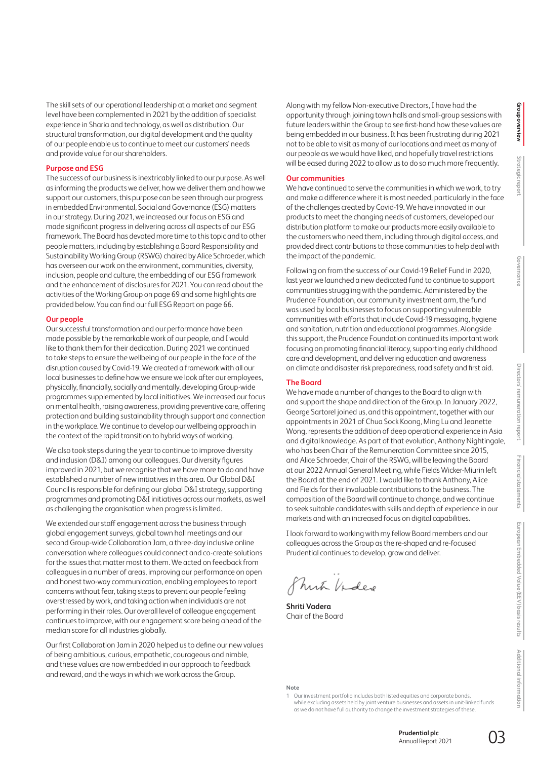The skill sets of our operational leadership at a market and segment level have been complemented in 2021 by the addition of specialist experience in Sharia and technology, as well as distribution. Our structural transformation, our digital development and the quality of our people enable us to continue to meet our customers' needs and provide value for our shareholders.

## Purpose and ESG

The success of our business is inextricably linked to our purpose. As well as informing the products we deliver, how we deliver them and how we support our customers, this purpose can be seen through our progress in embedded Environmental, Social and Governance (ESG) matters in our strategy. During 2021, we increased our focus on ESG and made significant progress in delivering across all aspects of our ESG framework. The Board has devoted more time to this topic and to other people matters, including by establishing a Board Responsibility and Sustainability Working Group (RSWG) chaired by Alice Schroeder, which has overseen our work on the environment, communities, diversity, inclusion, people and culture, the embedding of our ESG framework and the enhancement of disclosures for 2021. You can read about the activities of the Working Group on page 69 and some highlights are provided below. You can find our full ESG Report on page 66.

## Our people

Our successful transformation and our performance have been made possible by the remarkable work of our people, and I would like to thank them for their dedication. During 2021 we continued to take steps to ensure the wellbeing of our people in the face of the disruption caused by Covid-19. We created a framework with all our local businesses to define how we ensure we look after our employees, physically, financially, socially and mentally, developing Group-wide programmes supplemented by local initiatives. We increased our focus on mental health, raising awareness, providing preventive care, offering protection and building sustainability through support and connection in the workplace. We continue to develop our wellbeing approach in the context of the rapid transition to hybrid ways of working.

We also took steps during the year to continue to improve diversity and inclusion (D&I) among our colleagues. Our diversity figures improved in 2021, but we recognise that we have more to do and have established a number of new initiatives in this area. Our Global D&I Council is responsible for defining our global D&I strategy, supporting programmes and promoting D&I initiatives across our markets, as well as challenging the organisation when progress is limited.

We extended our staff engagement across the business through global engagement surveys, global town hall meetings and our second Group-wide Collaboration Jam, a three-day inclusive online conversation where colleagues could connect and co-create solutions for the issues that matter most to them. We acted on feedback from colleagues in a number of areas, improving our performance on open and honest two-way communication, enabling employees to report concerns without fear, taking steps to prevent our people feeling overstressed by work, and taking action when individuals are not performing in their roles. Our overall level of colleague engagement continues to improve, with our engagement score being ahead of the median score for all industries globally.

Our first Collaboration Jam in 2020 helped us to define our new values of being ambitious, curious, empathetic, courageous and nimble, and these values are now embedded in our approach to feedback and reward, and the ways in which we work across the Group.

Along with my fellow Non-executive Directors, I have had the opportunity through joining town halls and small-group sessions with future leaders within the Group to see first-hand how these values are being embedded in our business. It has been frustrating during 2021 not to be able to visit as many of our locations and meet as many of our people as we would have liked, and hopefully travel restrictions will be eased during 2022 to allow us to do so much more frequently.

## Our communities

We have continued to serve the communities in which we work, to try and make a difference where it is most needed, particularly in the face of the challenges created by Covid-19. We have innovated in our products to meet the changing needs of customers, developed our distribution platform to make our products more easily available to the customers who need them, including through digital access, and provided direct contributions to those communities to help deal with the impact of the pandemic.

Following on from the success of our Covid-19 Relief Fund in 2020, last year we launched a new dedicated fund to continue to support communities struggling with the pandemic. Administered by the Prudence Foundation, our community investment arm, the fund was used by local businesses to focus on supporting vulnerable communities with efforts that include Covid-19 messaging, hygiene and sanitation, nutrition and educational programmes. Alongside this support, the Prudence Foundation continued its important work focusing on promoting financial literacy, supporting early childhood care and development, and delivering education and awareness on climate and disaster risk preparedness, road safety and first aid.

## The Board

We have made a number of changes to the Board to align with and support the shape and direction of the Group. In January 2022, George Sartorel joined us, and this appointment, together with our appointments in 2021 of Chua Sock Koong, Ming Lu and Jeanette Wong, represents the addition of deep operational experience in Asia and digital knowledge. As part of that evolution, Anthony Nightingale, who has been Chair of the Remuneration Committee since 2015, and Alice Schroeder, Chair of the RSWG, will be leaving the Board at our 2022 Annual General Meeting, while Fields Wicker-Miurin left the Board at the end of 2021. I would like to thank Anthony, Alice and Fields for their invaluable contributions to the business. The composition of the Board will continue to change, and we continue to seek suitable candidates with skills and depth of experience in our markets and with an increased focus on digital capabilities.

I look forward to working with my fellow Board members and our colleagues across the Group as the re-shaped and re-focused Prudential continues to develop, grow and deliver.

**Shriti Vadera**
Chair of the Board

**Note**

1 Our investment portfolio includes both listed equities and corporate bonds, while excluding assets held by joint venture businesses and assets in unit-linked funds as we do not have full authority to change the investment strategies of these.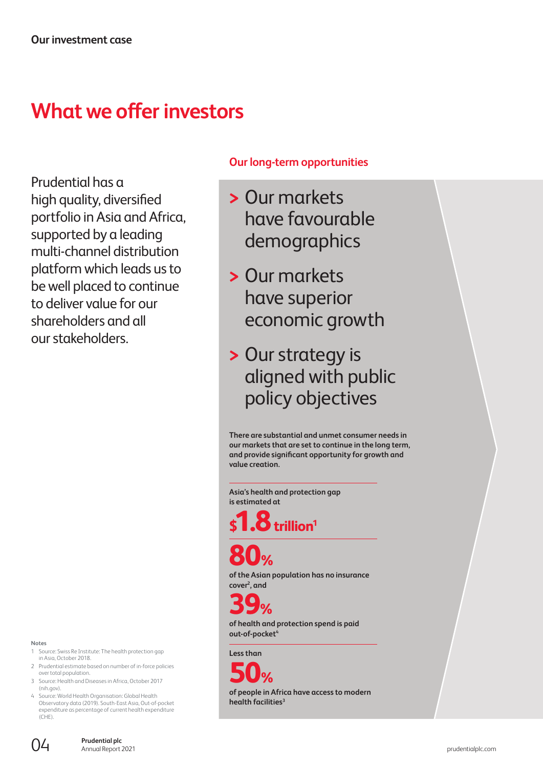Our investment case

# What we offer investors

Prudential has a high quality, diversified portfolio in Asia and Africa, supported by a leading multi-channel distribution platform which leads us to be well placed to continue to deliver value for our shareholders and all our stakeholders.

## Our long-term opportunities

- Our markets have favourable demographics
- Our markets have superior economic growth
- Our strategy is aligned with public policy objectives

**There are substantial and unmet consumer needs in our markets that are set to continue in the long term, and provide significant opportunity for growth and value creation.**

**Asia's health and protection gap is estimated at**

**$1.8 trillion[1]**

**80%**

**of the Asian population has no insurance cover[2], and**

**39%**

**of health and protection spend is paid out-of-pocket[4]**

**Less than**

**50%**

**of people in Africa have access to modern health facilities[3]**

Notes

1. Source: Swiss Re Institute: The health protection gap in Asia, October 2018.
2. Prudential estimate based on number of in-force policies over total population.
3. Source: Health and Diseases in Africa, October 2017 (nih.gov).
4. Source: World Health Organisation: Global Health Observatory data (2019). South-East Asia, Out-of-pocket expenditure as percentage of current health expenditure (CHE).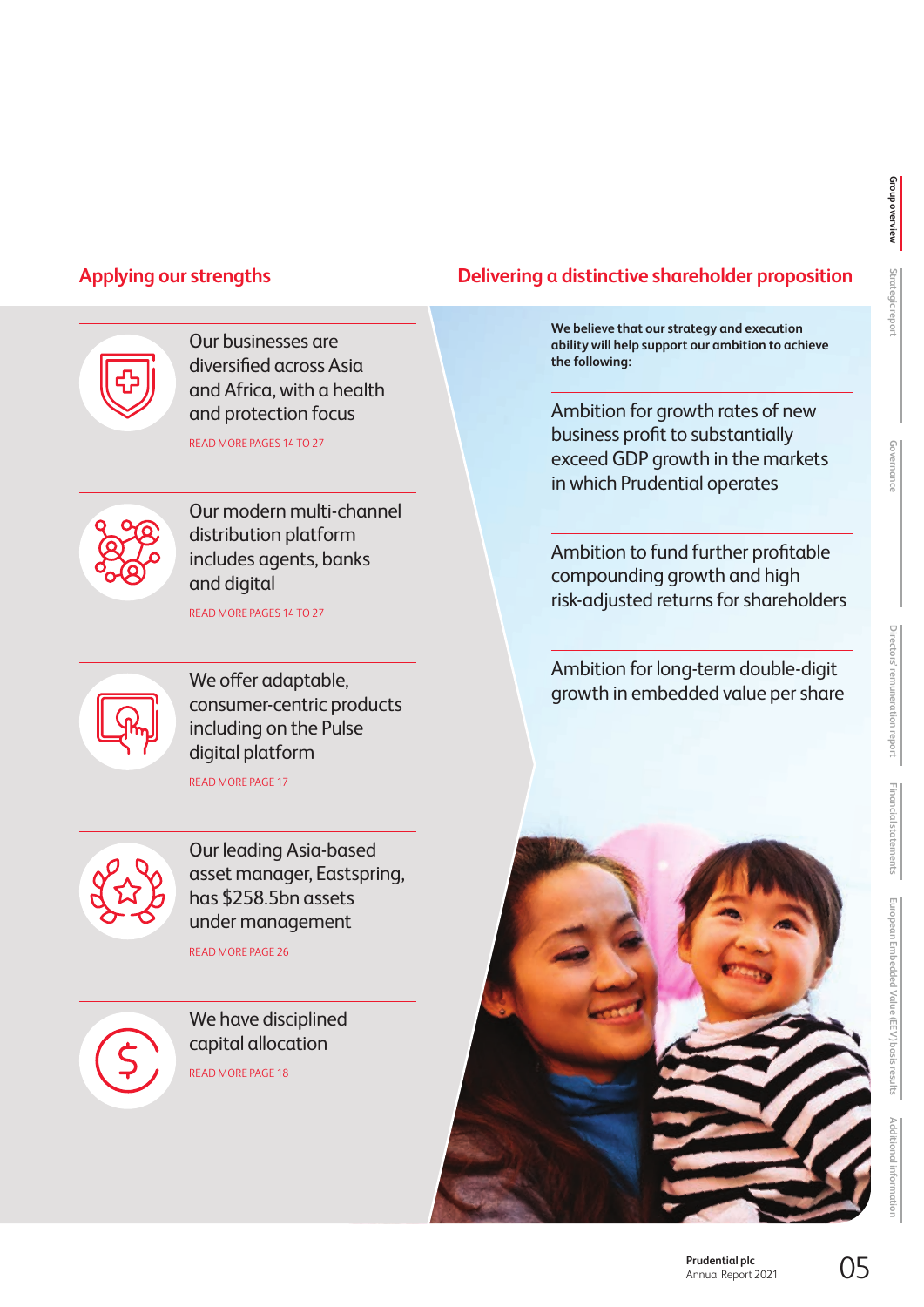## Applying our strengths

Our businesses are diversified across Asia and Africa, with a health and protection focus

READ MORE PAGES 14 TO 27

Our modern multi-channel distribution platform includes agents, banks and digital

READ MORE PAGES 14 TO 27

We offer adaptable, consumer-centric products including on the Pulse digital platform

READ MORE PAGE 17

Our leading Asia-based asset manager, Eastspring, has $258.5bn assets under management

READ MORE PAGE 26

We have disciplined capital allocation

READ MORE PAGE 18

## Delivering a distinctive shareholder proposition

**We believe that our strategy and execution ability will help support our ambition to achieve the following:**

Ambition for growth rates of new business profit to substantially exceed GDP growth in the markets in which Prudential operates

Ambition to fund further profitable compounding growth and high risk-adjusted returns for shareholders

Ambition for long-term double-digit growth in embedded value per share